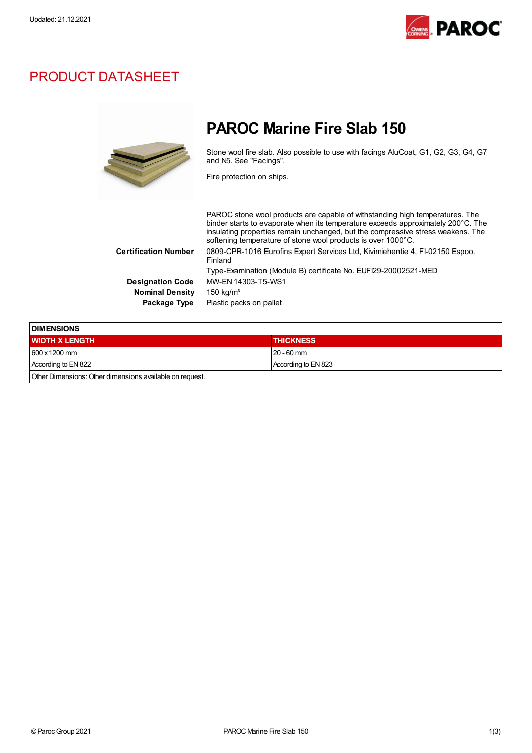Updated: 21.12.2021

# PRODUCT DATASHEET

## PAROC Marine Fire Slab 150

Stone wool fire slab. Also possible to use with facings AluCoat, G1, G2, G3, G4, G7 and N5. See "Facings".

Fire protection on ships.

PAROC stone wool products are capable of withstanding high temperatures. The binder starts to evaporate when its temperature exceeds approximately 200°C. The insulating properties remain unchanged, but the compressive stress weakens. The softening temperature of stone wool products is over 1000°C.

**Certification Number** 0809-CPR-1016 Eurofins Expert Services Ltd, Kivimiehentie 4, FI-02150 Espoo. Finland

Type-Examination (Module B) certificate No. EUFI29-20002521-MED

**Designation Code** MW-EN 14303-T5-WS1

**Nominal Density** 150 kg/m³

**Package Type** Plastic packs on pallet

| DIMENSIONS | |
|---|---|
| **WIDTH X LENGTH** | **THICKNESS** |
| 600 x 1200 mm | 20 - 60 mm |
| According to EN 822 | According to EN 823 |
| Other Dimensions: Other dimensions available on request. | |

© Paroc Group 2021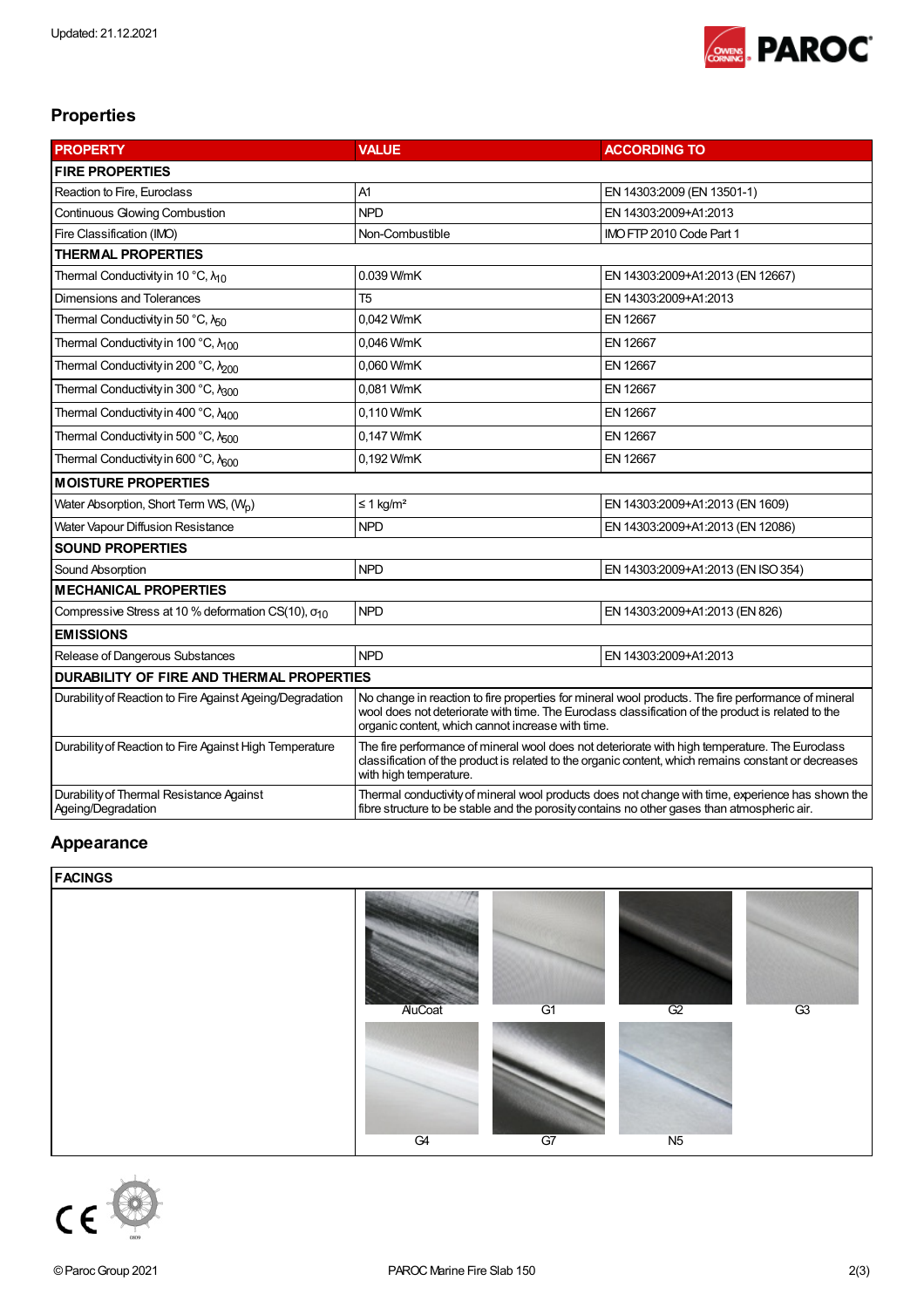Updated: 21.12.2021

## Properties

| PROPERTY | VALUE | ACCORDING TO |
|---|---|---|
| **FIRE PROPERTIES** | | |
| Reaction to Fire, Euroclass | A1 | EN 14303:2009 (EN 13501-1) |
| Continuous Glowing Combustion | NPD | EN 14303:2009+A1:2013 |
| Fire Classification (IMO) | Non-Combustible | IMO FTP 2010 Code Part 1 |
| **THERMAL PROPERTIES** | | |
| Thermal Conductivity in 10 °C, $\lambda_{10}$ | 0.039 W/mK | EN 14303:2009+A1:2013 (EN 12667) |
| Dimensions and Tolerances | T5 | EN 14303:2009+A1:2013 |
| Thermal Conductivity in 50 °C, $\lambda_{50}$ | 0,042 W/mK | EN 12667 |
| Thermal Conductivity in 100 °C, $\lambda_{100}$ | 0,046 W/mK | EN 12667 |
| Thermal Conductivity in 200 °C, $\lambda_{200}$ | 0,060 W/mK | EN 12667 |
| Thermal Conductivity in 300 °C, $\lambda_{300}$ | 0,081 W/mK | EN 12667 |
| Thermal Conductivity in 400 °C, $\lambda_{400}$ | 0,110 W/mK | EN 12667 |
| Thermal Conductivity in 500 °C, $\lambda_{500}$ | 0,147 W/mK | EN 12667 |
| Thermal Conductivity in 600 °C, $\lambda_{600}$ | 0,192 W/mK | EN 12667 |
| **MOISTURE PROPERTIES** | | |
| Water Absorption, Short Term WS, ($W_p$) | ≤ 1 kg/m² | EN 14303:2009+A1:2013 (EN 1609) |
| Water Vapour Diffusion Resistance | NPD | EN 14303:2009+A1:2013 (EN 12086) |
| **SOUND PROPERTIES** | | |
| Sound Absorption | NPD | EN 14303:2009+A1:2013 (EN ISO 354) |
| **MECHANICAL PROPERTIES** | | |
| Compressive Stress at 10 % deformation CS(10), $\sigma_{10}$ | NPD | EN 14303:2009+A1:2013 (EN 826) |
| **EMISSIONS** | | |
| Release of Dangerous Substances | NPD | EN 14303:2009+A1:2013 |
| **DURABILITY OF FIRE AND THERMAL PROPERTIES** | | |
| Durability of Reaction to Fire Against Ageing/Degradation | No change in reaction to fire properties for mineral wool products. The fire performance of mineral wool does not deteriorate with time. The Euroclass classification of the product is related to the organic content, which cannot increase with time. | |
| Durability of Reaction to Fire Against High Temperature | The fire performance of mineral wool does not deteriorate with high temperature. The Euroclass classification of the product is related to the organic content, which remains constant or decreases with high temperature. | |
| Durability of Thermal Resistance Against Ageing/Degradation | Thermal conductivity of mineral wool products does not change with time, experience has shown the fibre structure to be stable and the porosity contains no other gases than atmospheric air. | |

## Appearance

| FACINGS | |
|---|---|
| | AluCoat, G1, G2, G3, G4, G7, N5 |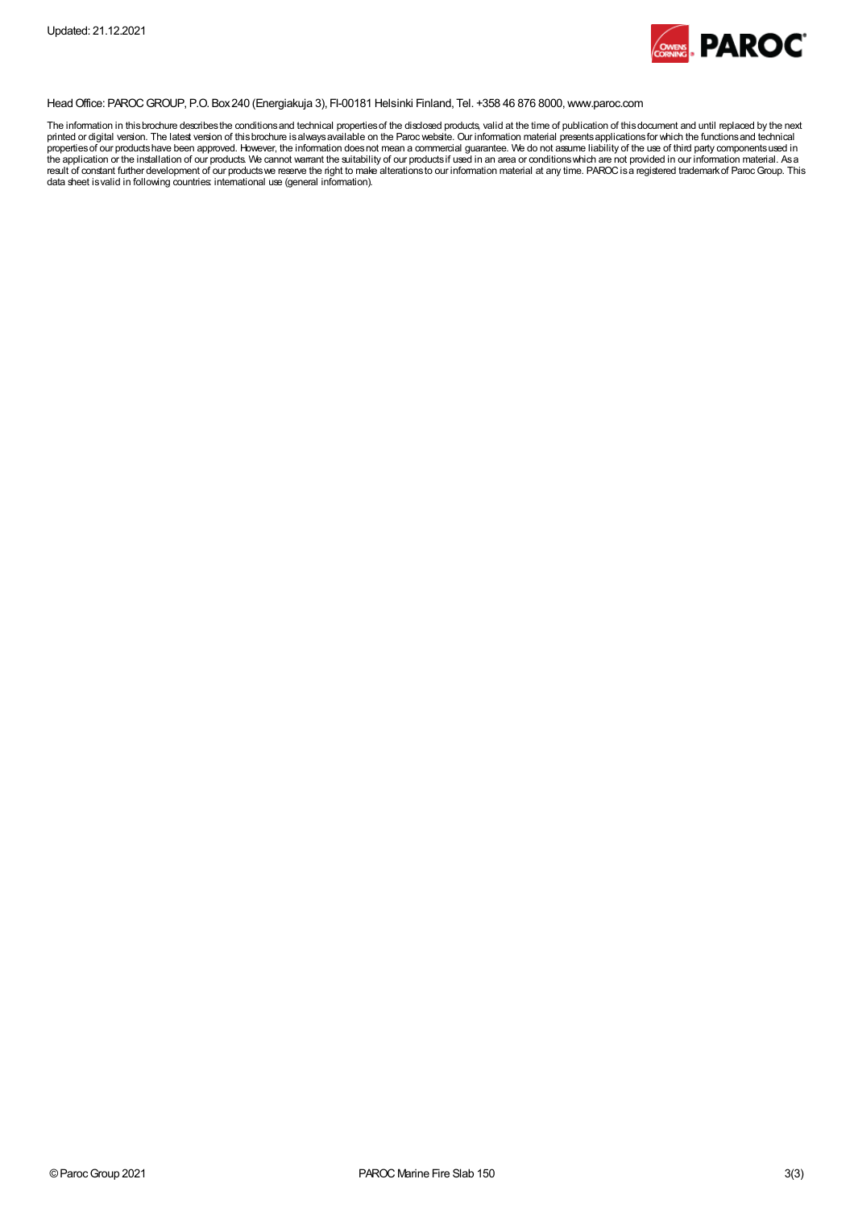Updated: 21.12.2021

Head Office: PAROC GROUP, P.O. Box 240 (Energiakuja 3), FI-00181 Helsinki Finland, Tel. +358 46 876 8000, www.paroc.com

The information in this brochure describes the conditions and technical properties of the disclosed products, valid at the time of publication of this document and until replaced by the next printed or digital version. The latest version of this brochure is always available on the Paroc website. Our information material presents applications for which the functions and technical properties of our products have been approved. However, the information does not mean a commercial guarantee. We do not assume liability of the use of third party components used in the application or the installation of our products. We cannot warrant the suitability of our products if used in an area or conditions which are not provided in our information material. As a result of constant further development of our products we reserve the right to make alterations to our information material at any time. PAROC is a registered trademark of Paroc Group. This data sheet is valid in following countries: international use (general information).